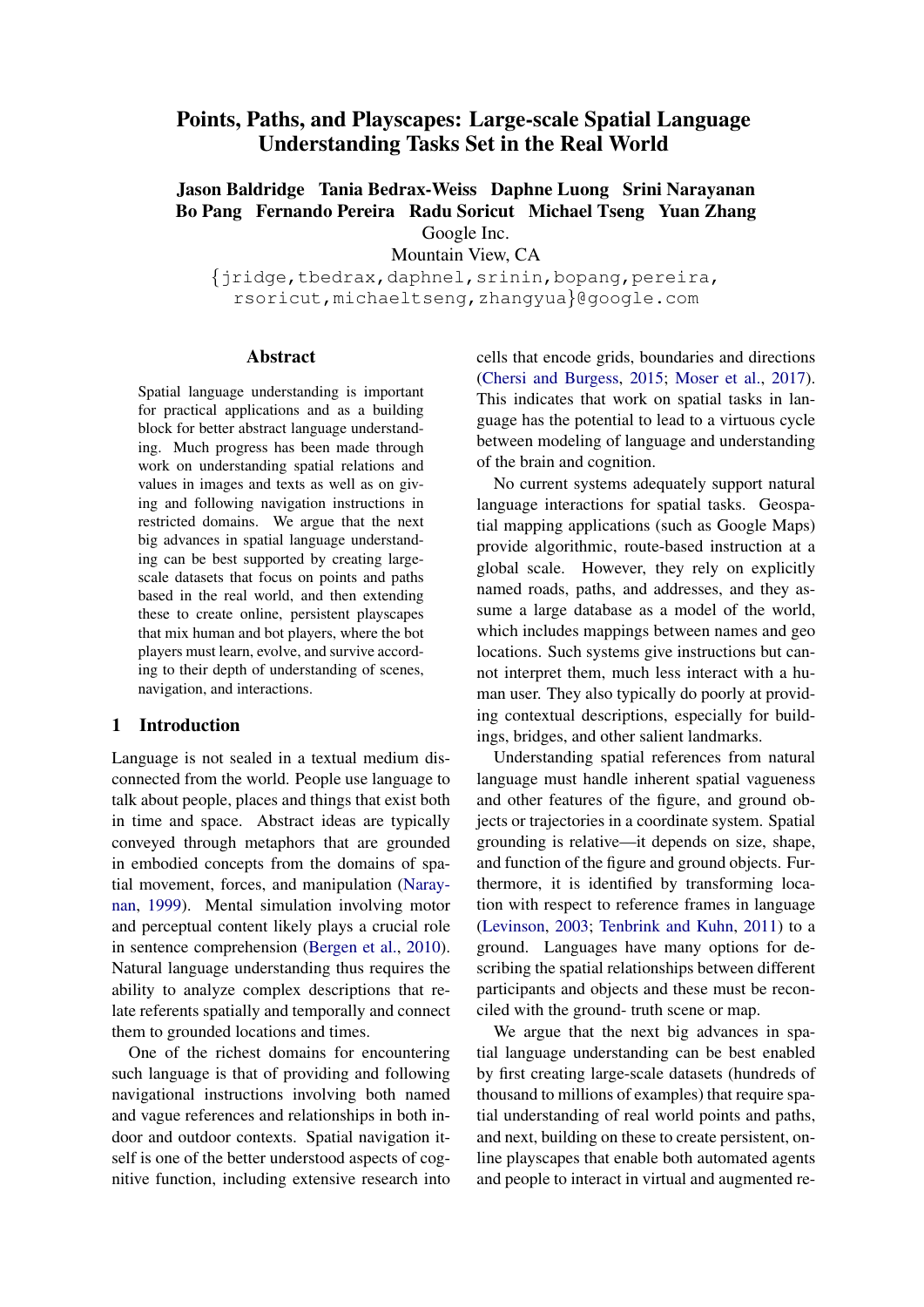# Points, Paths, and Playscapes: Large-scale Spatial Language Understanding Tasks Set in the Real World

**Jason Baldridge Tania Bedrax-Weiss Daphne Luong Srini Narayanan Bo Pang Fernando Pereira Radu Soricut Michael Tseng Yuan Zhang**

Google Inc.

Mountain View, CA

{jridge,tbedrax,daphnel,srinin,bopang,pereira, rsoricut,michaeltseng,zhangyua}@google.com

## Abstract

Spatial language understanding is important for practical applications and as a building block for better abstract language understanding. Much progress has been made through work on understanding spatial relations and values in images and texts as well as on giving and following navigation instructions in restricted domains. We argue that the next big advances in spatial language understanding can be best supported by creating large-scale datasets that focus on points and paths based in the real world, and then extending these to create online, persistent playscapes that mix human and bot players, where the bot players must learn, evolve, and survive according to their depth of understanding of scenes, navigation, and interactions.

## 1 Introduction

Language is not sealed in a textual medium disconnected from the world. People use language to talk about people, places and things that exist both in time and space. Abstract ideas are typically conveyed through metaphors that are grounded in embodied concepts from the domains of spatial movement, forces, and manipulation (Narayanan, 1999). Mental simulation involving motor and perceptual content likely plays a crucial role in sentence comprehension (Bergen et al., 2010). Natural language understanding thus requires the ability to analyze complex descriptions that relate referents spatially and temporally and connect them to grounded locations and times.

One of the richest domains for encountering such language is that of providing and following navigational instructions involving both named and vague references and relationships in both indoor and outdoor contexts. Spatial navigation itself is one of the better understood aspects of cognitive function, including extensive research into cells that encode grids, boundaries and directions (Chersi and Burgess, 2015; Moser et al., 2017). This indicates that work on spatial tasks in language has the potential to lead to a virtuous cycle between modeling of language and understanding of the brain and cognition.

No current systems adequately support natural language interactions for spatial tasks. Geospatial mapping applications (such as Google Maps) provide algorithmic, route-based instruction at a global scale. However, they rely on explicitly named roads, paths, and addresses, and they assume a large database as a model of the world, which includes mappings between names and geo locations. Such systems give instructions but cannot interpret them, much less interact with a human user. They also typically do poorly at providing contextual descriptions, especially for buildings, bridges, and other salient landmarks.

Understanding spatial references from natural language must handle inherent spatial vagueness and other features of the figure, and ground objects or trajectories in a coordinate system. Spatial grounding is relative—it depends on size, shape, and function of the figure and ground objects. Furthermore, it is identified by transforming location with respect to reference frames in language (Levinson, 2003; Tenbrink and Kuhn, 2011) to a ground. Languages have many options for describing the spatial relationships between different participants and objects and these must be reconciled with the ground- truth scene or map.

We argue that the next big advances in spatial language understanding can be best enabled by first creating large-scale datasets (hundreds of thousand to millions of examples) that require spatial understanding of real world points and paths, and next, building on these to create persistent, online playscapes that enable both automated agents and people to interact in virtual and augmented re-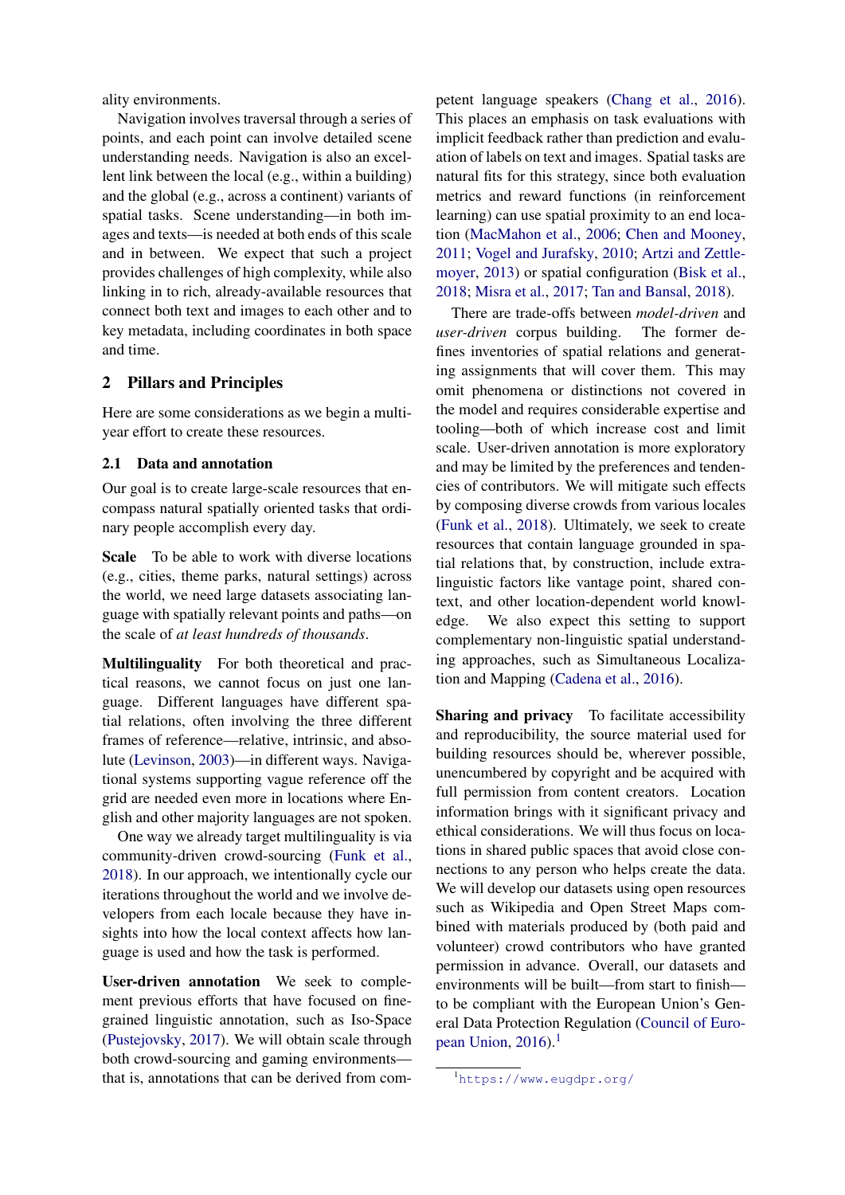ality environments.

Navigation involves traversal through a series of points, and each point can involve detailed scene understanding needs. Navigation is also an excellent link between the local (e.g., within a building) and the global (e.g., across a continent) variants of spatial tasks. Scene understanding—in both images and texts—is needed at both ends of this scale and in between. We expect that such a project provides challenges of high complexity, while also linking in to rich, already-available resources that connect both text and images to each other and to key metadata, including coordinates in both space and time.

## 2 Pillars and Principles

Here are some considerations as we begin a multi-year effort to create these resources.

### 2.1 Data and annotation

Our goal is to create large-scale resources that encompass natural spatially oriented tasks that ordinary people accomplish every day.

**Scale** To be able to work with diverse locations (e.g., cities, theme parks, natural settings) across the world, we need large datasets associating language with spatially relevant points and paths—on the scale of *at least hundreds of thousands*.

**Multilinguality** For both theoretical and practical reasons, we cannot focus on just one language. Different languages have different spatial relations, often involving the three different frames of reference—relative, intrinsic, and absolute (Levinson, 2003)—in different ways. Navigational systems supporting vague reference off the grid are needed even more in locations where English and other majority languages are not spoken.

One way we already target multilinguality is via community-driven crowd-sourcing (Funk et al., 2018). In our approach, we intentionally cycle our iterations throughout the world and we involve developers from each locale because they have insights into how the local context affects how language is used and how the task is performed.

**User-driven annotation** We seek to complement previous efforts that have focused on fine-grained linguistic annotation, such as Iso-Space (Pustejovsky, 2017). We will obtain scale through both crowd-sourcing and gaming environments—that is, annotations that can be derived from competent language speakers (Chang et al., 2016). This places an emphasis on task evaluations with implicit feedback rather than prediction and evaluation of labels on text and images. Spatial tasks are natural fits for this strategy, since both evaluation metrics and reward functions (in reinforcement learning) can use spatial proximity to an end location (MacMahon et al., 2006; Chen and Mooney, 2011; Vogel and Jurafsky, 2010; Artzi and Zettlemoyer, 2013) or spatial configuration (Bisk et al., 2018; Misra et al., 2017; Tan and Bansal, 2018).

There are trade-offs between *model-driven* and *user-driven* corpus building. The former defines inventories of spatial relations and generating assignments that will cover them. This may omit phenomena or distinctions not covered in the model and requires considerable expertise and tooling—both of which increase cost and limit scale. User-driven annotation is more exploratory and may be limited by the preferences and tendencies of contributors. We will mitigate such effects by composing diverse crowds from various locales (Funk et al., 2018). Ultimately, we seek to create resources that contain language grounded in spatial relations that, by construction, include extra-linguistic factors like vantage point, shared context, and other location-dependent world knowledge. We also expect this setting to support complementary non-linguistic spatial understanding approaches, such as Simultaneous Localization and Mapping (Cadena et al., 2016).

**Sharing and privacy** To facilitate accessibility and reproducibility, the source material used for building resources should be, wherever possible, unencumbered by copyright and be acquired with full permission from content creators. Location information brings with it significant privacy and ethical considerations. We will thus focus on locations in shared public spaces that avoid close connections to any person who helps create the data. We will develop our datasets using open resources such as Wikipedia and Open Street Maps combined with materials produced by (both paid and volunteer) crowd contributors who have granted permission in advance. Overall, our datasets and environments will be built—from start to finish—to be compliant with the European Union's General Data Protection Regulation (Council of European Union, 2016).[1]

[1] https://www.eugdpr.org/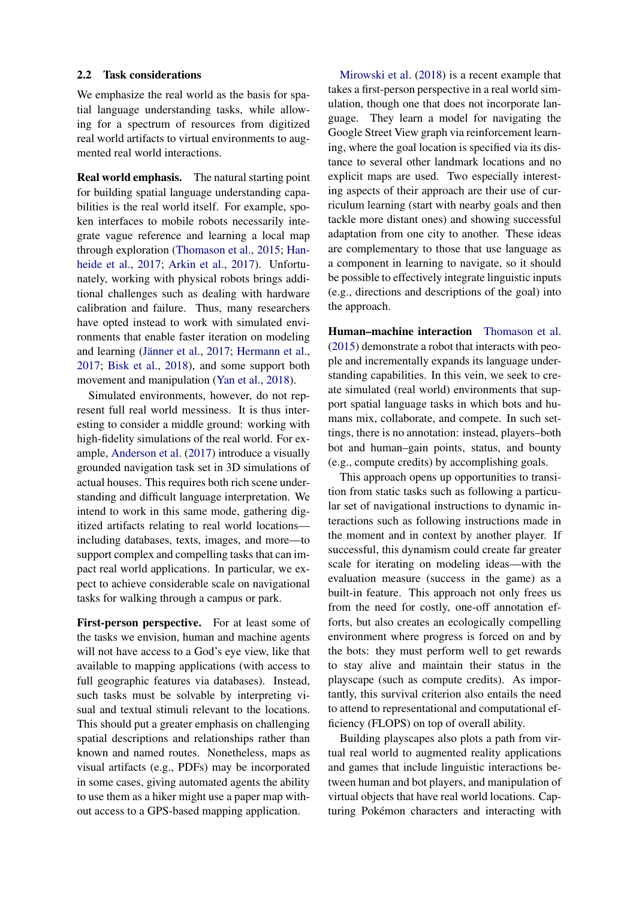## 2.2 Task considerations

We emphasize the real world as the basis for spatial language understanding tasks, while allowing for a spectrum of resources from digitized real world artifacts to virtual environments to augmented real world interactions.

**Real world emphasis.** The natural starting point for building spatial language understanding capabilities is the real world itself. For example, spoken interfaces to mobile robots necessarily integrate vague reference and learning a local map through exploration (Thomason et al., 2015; Hanheide et al., 2017; Arkin et al., 2017). Unfortunately, working with physical robots brings additional challenges such as dealing with hardware calibration and failure. Thus, many researchers have opted instead to work with simulated environments that enable faster iteration on modeling and learning (Jänner et al., 2017; Hermann et al., 2017; Bisk et al., 2018), and some support both movement and manipulation (Yan et al., 2018).

Simulated environments, however, do not represent full real world messiness. It is thus interesting to consider a middle ground: working with high-fidelity simulations of the real world. For example, Anderson et al. (2017) introduce a visually grounded navigation task set in 3D simulations of actual houses. This requires both rich scene understanding and difficult language interpretation. We intend to work in this same mode, gathering digitized artifacts relating to real world locations—including databases, texts, images, and more—to support complex and compelling tasks that can impact real world applications. In particular, we expect to achieve considerable scale on navigational tasks for walking through a campus or park.

**First-person perspective.** For at least some of the tasks we envision, human and machine agents will not have access to a God's eye view, like that available to mapping applications (with access to full geographic features via databases). Instead, such tasks must be solvable by interpreting visual and textual stimuli relevant to the locations. This should put a greater emphasis on challenging spatial descriptions and relationships rather than known and named routes. Nonetheless, maps as visual artifacts (e.g., PDFs) may be incorporated in some cases, giving automated agents the ability to use them as a hiker might use a paper map without access to a GPS-based mapping application.

Mirowski et al. (2018) is a recent example that takes a first-person perspective in a real world simulation, though one that does not incorporate language. They learn a model for navigating the Google Street View graph via reinforcement learning, where the goal location is specified via its distance to several other landmark locations and no explicit maps are used. Two especially interesting aspects of their approach are their use of curriculum learning (start with nearby goals and then tackle more distant ones) and showing successful adaptation from one city to another. These ideas are complementary to those that use language as a component in learning to navigate, so it should be possible to effectively integrate linguistic inputs (e.g., directions and descriptions of the goal) into the approach.

**Human–machine interaction** Thomason et al. (2015) demonstrate a robot that interacts with people and incrementally expands its language understanding capabilities. In this vein, we seek to create simulated (real world) environments that support spatial language tasks in which bots and humans mix, collaborate, and compete. In such settings, there is no annotation: instead, players–both bot and human–gain points, status, and bounty (e.g., compute credits) by accomplishing goals.

This approach opens up opportunities to transition from static tasks such as following a particular set of navigational instructions to dynamic interactions such as following instructions made in the moment and in context by another player. If successful, this dynamism could create far greater scale for iterating on modeling ideas—with the evaluation measure (success in the game) as a built-in feature. This approach not only frees us from the need for costly, one-off annotation efforts, but also creates an ecologically compelling environment where progress is forced on and by the bots: they must perform well to get rewards to stay alive and maintain their status in the playscape (such as compute credits). As importantly, this survival criterion also entails the need to attend to representational and computational efficiency (FLOPS) on top of overall ability.

Building playscapes also plots a path from virtual real world to augmented reality applications and games that include linguistic interactions between human and bot players, and manipulation of virtual objects that have real world locations. Capturing Pokémon characters and interacting with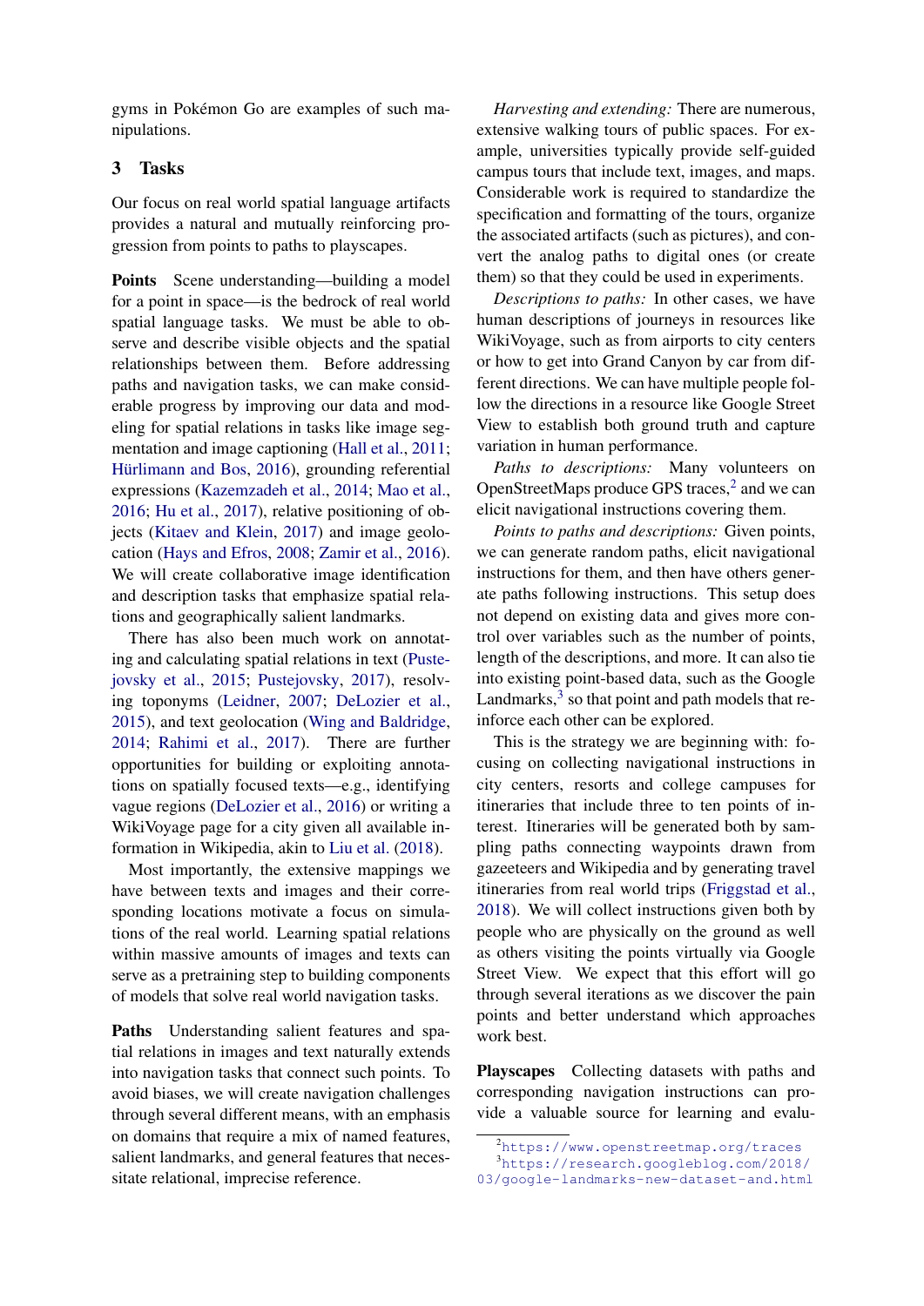gyms in Pokémon Go are examples of such manipulations.

## 3 Tasks

Our focus on real world spatial language artifacts provides a natural and mutually reinforcing progression from points to paths to playscapes.

**Points** Scene understanding—building a model for a point in space—is the bedrock of real world spatial language tasks. We must be able to observe and describe visible objects and the spatial relationships between them. Before addressing paths and navigation tasks, we can make considerable progress by improving our data and modeling for spatial relations in tasks like image segmentation and image captioning (Hall et al., 2011; Hürlimann and Bos, 2016), grounding referential expressions (Kazemzadeh et al., 2014; Mao et al., 2016; Hu et al., 2017), relative positioning of objects (Kitaev and Klein, 2017) and image geolocation (Hays and Efros, 2008; Zamir et al., 2016). We will create collaborative image identification and description tasks that emphasize spatial relations and geographically salient landmarks.

There has also been much work on annotating and calculating spatial relations in text (Pustejovsky et al., 2015; Pustejovsky, 2017), resolving toponyms (Leidner, 2007; DeLozier et al., 2015), and text geolocation (Wing and Baldridge, 2014; Rahimi et al., 2017). There are further opportunities for building or exploiting annotations on spatially focused texts—e.g., identifying vague regions (DeLozier et al., 2016) or writing a WikiVoyage page for a city given all available information in Wikipedia, akin to Liu et al. (2018).

Most importantly, the extensive mappings we have between texts and images and their corresponding locations motivate a focus on simulations of the real world. Learning spatial relations within massive amounts of images and texts can serve as a pretraining step to building components of models that solve real world navigation tasks.

**Paths** Understanding salient features and spatial relations in images and text naturally extends into navigation tasks that connect such points. To avoid biases, we will create navigation challenges through several different means, with an emphasis on domains that require a mix of named features, salient landmarks, and general features that necessitate relational, imprecise reference.

*Harvesting and extending:* There are numerous, extensive walking tours of public spaces. For example, universities typically provide self-guided campus tours that include text, images, and maps. Considerable work is required to standardize the specification and formatting of the tours, organize the associated artifacts (such as pictures), and convert the analog paths to digital ones (or create them) so that they could be used in experiments.

*Descriptions to paths:* In other cases, we have human descriptions of journeys in resources like WikiVoyage, such as from airports to city centers or how to get into Grand Canyon by car from different directions. We can have multiple people follow the directions in a resource like Google Street View to establish both ground truth and capture variation in human performance.

*Paths to descriptions:* Many volunteers on OpenStreetMaps produce GPS traces,[2] and we can elicit navigational instructions covering them.

*Points to paths and descriptions:* Given points, we can generate random paths, elicit navigational instructions for them, and then have others generate paths following instructions. This setup does not depend on existing data and gives more control over variables such as the number of points, length of the descriptions, and more. It can also tie into existing point-based data, such as the Google Landmarks,[3] so that point and path models that reinforce each other can be explored.

This is the strategy we are beginning with: focusing on collecting navigational instructions in city centers, resorts and college campuses for itineraries that include three to ten points of interest. Itineraries will be generated both by sampling paths connecting waypoints drawn from gazeeteers and Wikipedia and by generating travel itineraries from real world trips (Friggstad et al., 2018). We will collect instructions given both by people who are physically on the ground as well as others visiting the points virtually via Google Street View. We expect that this effort will go through several iterations as we discover the pain points and better understand which approaches work best.

**Playscapes** Collecting datasets with paths and corresponding navigation instructions can provide a valuable source for learning and evalu-

[2] https://www.openstreetmap.org/traces

[3] https://research.googleblog.com/2018/03/google-landmarks-new-dataset-and.html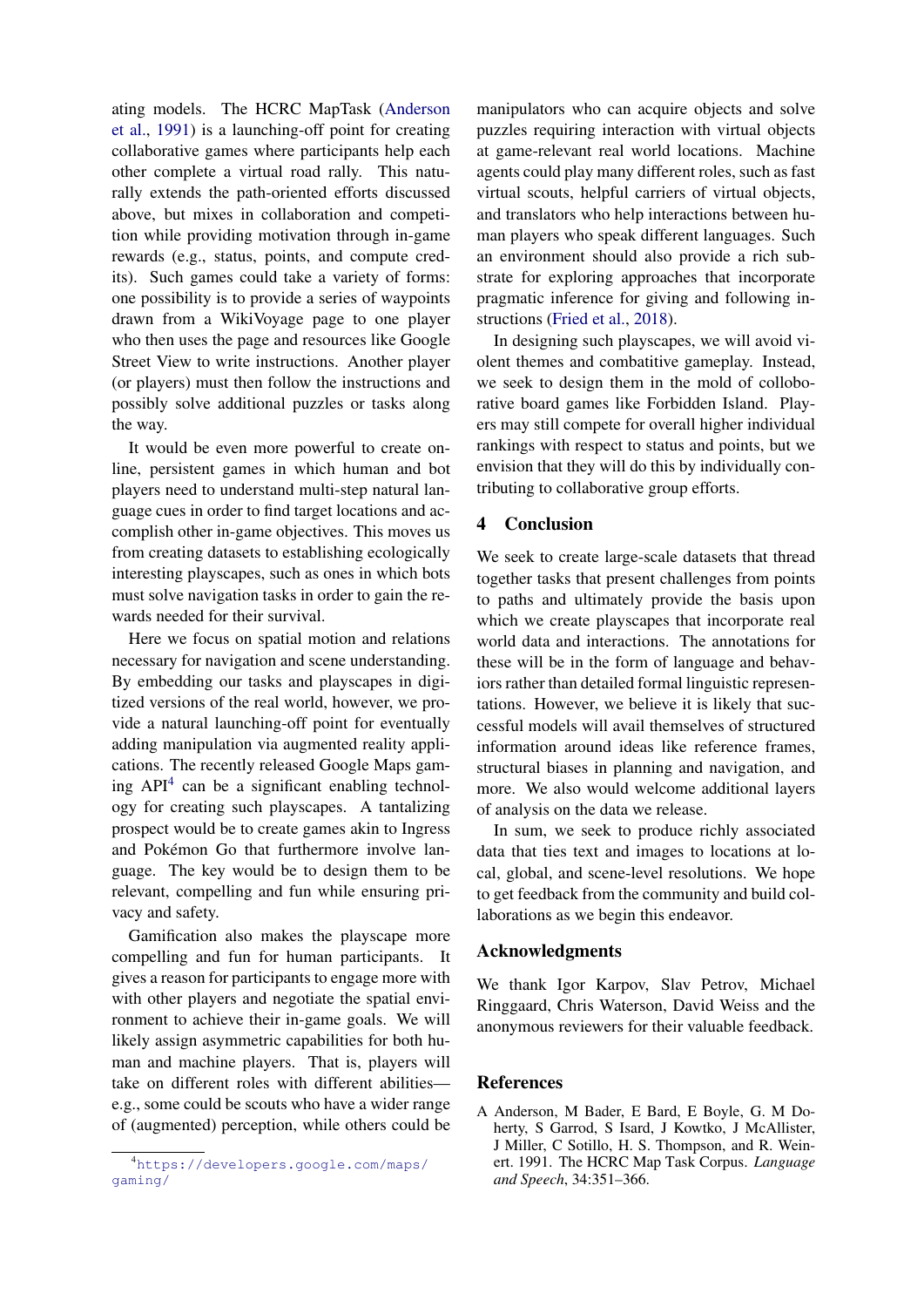ating models. The HCRC MapTask (Anderson et al., 1991) is a launching-off point for creating collaborative games where participants help each other complete a virtual road rally. This naturally extends the path-oriented efforts discussed above, but mixes in collaboration and competition while providing motivation through in-game rewards (e.g., status, points, and compute credits). Such games could take a variety of forms: one possibility is to provide a series of waypoints drawn from a WikiVoyage page to one player who then uses the page and resources like Google Street View to write instructions. Another player (or players) must then follow the instructions and possibly solve additional puzzles or tasks along the way.

It would be even more powerful to create online, persistent games in which human and bot players need to understand multi-step natural language cues in order to find target locations and accomplish other in-game objectives. This moves us from creating datasets to establishing ecologically interesting playscapes, such as ones in which bots must solve navigation tasks in order to gain the rewards needed for their survival.

Here we focus on spatial motion and relations necessary for navigation and scene understanding. By embedding our tasks and playscapes in digitized versions of the real world, however, we provide a natural launching-off point for eventually adding manipulation via augmented reality applications. The recently released Google Maps gaming API[4] can be a significant enabling technology for creating such playscapes. A tantalizing prospect would be to create games akin to Ingress and Pokémon Go that furthermore involve language. The key would be to design them to be relevant, compelling and fun while ensuring privacy and safety.

Gamification also makes the playscape more compelling and fun for human participants. It gives a reason for participants to engage more with with other players and negotiate the spatial environment to achieve their in-game goals. We will likely assign asymmetric capabilities for both human and machine players. That is, players will take on different roles with different abilities—e.g., some could be scouts who have a wider range of (augmented) perception, while others could be manipulators who can acquire objects and solve puzzles requiring interaction with virtual objects at game-relevant real world locations. Machine agents could play many different roles, such as fast virtual scouts, helpful carriers of virtual objects, and translators who help interactions between human players who speak different languages. Such an environment should also provide a rich substrate for exploring approaches that incorporate pragmatic inference for giving and following instructions (Fried et al., 2018).

In designing such playscapes, we will avoid violent themes and combatitive gameplay. Instead, we seek to design them in the mold of colloborative board games like Forbidden Island. Players may still compete for overall higher individual rankings with respect to status and points, but we envision that they will do this by individually contributing to collaborative group efforts.

[4] https://developers.google.com/maps/gaming/

## 4 Conclusion

We seek to create large-scale datasets that thread together tasks that present challenges from points to paths and ultimately provide the basis upon which we create playscapes that incorporate real world data and interactions. The annotations for these will be in the form of language and behaviors rather than detailed formal linguistic representations. However, we believe it is likely that successful models will avail themselves of structured information around ideas like reference frames, structural biases in planning and navigation, and more. We also would welcome additional layers of analysis on the data we release.

In sum, we seek to produce richly associated data that ties text and images to locations at local, global, and scene-level resolutions. We hope to get feedback from the community and build collaborations as we begin this endeavor.

## Acknowledgments

We thank Igor Karpov, Slav Petrov, Michael Ringgaard, Chris Waterson, David Weiss and the anonymous reviewers for their valuable feedback.

## References

A Anderson, M Bader, E Bard, E Boyle, G. M Doherty, S Garrod, S Isard, J Kowtko, J McAllister, J Miller, C Sotillo, H. S. Thompson, and R. Weinert. 1991. The HCRC Map Task Corpus. *Language and Speech*, 34:351–366.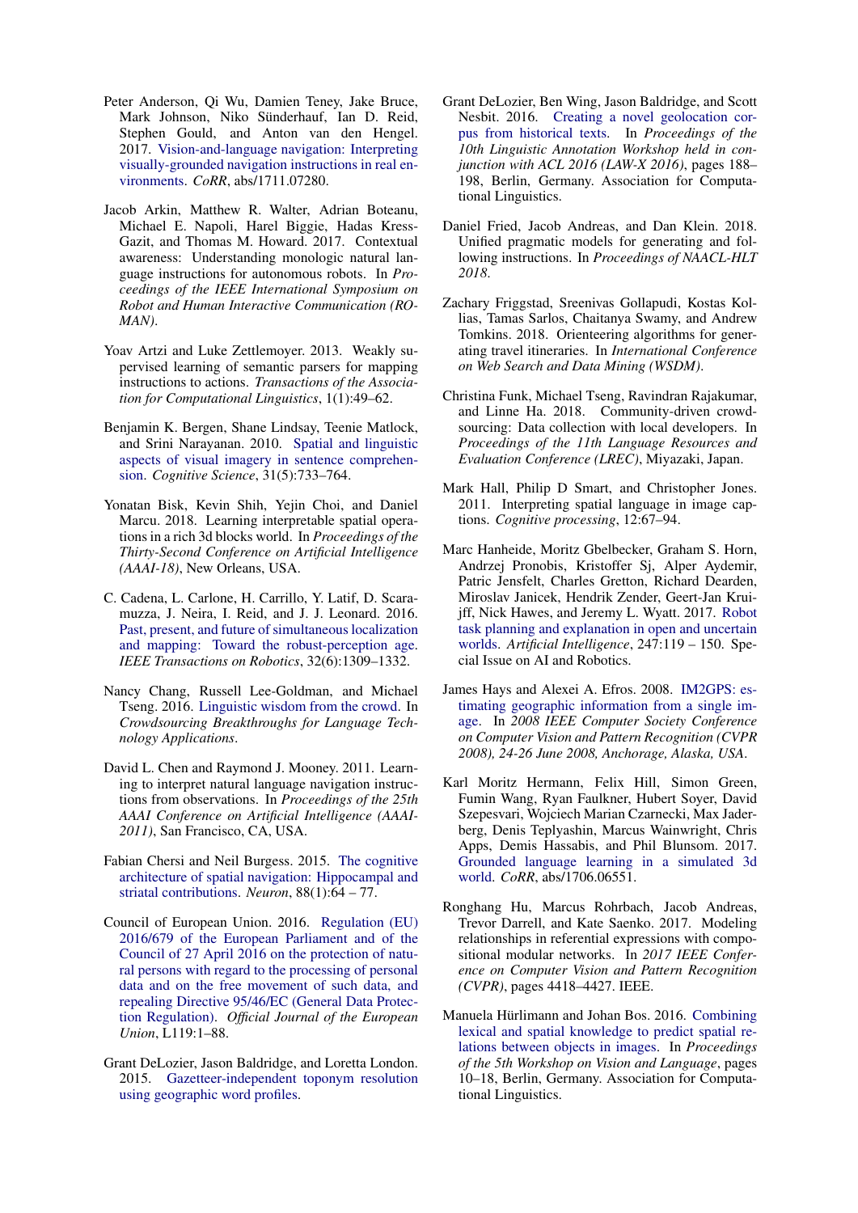Peter Anderson, Qi Wu, Damien Teney, Jake Bruce, Mark Johnson, Niko Sünderhauf, Ian D. Reid, Stephen Gould, and Anton van den Hengel. 2017. Vision-and-language navigation: Interpreting visually-grounded navigation instructions in real environments. *CoRR*, abs/1711.07280.

Jacob Arkin, Matthew R. Walter, Adrian Boteanu, Michael E. Napoli, Harel Biggie, Hadas Kress-Gazit, and Thomas M. Howard. 2017. Contextual awareness: Understanding monologic natural language instructions for autonomous robots. In *Proceedings of the IEEE International Symposium on Robot and Human Interactive Communication (RO-MAN)*.

Yoav Artzi and Luke Zettlemoyer. 2013. Weakly supervised learning of semantic parsers for mapping instructions to actions. *Transactions of the Association for Computational Linguistics*, 1(1):49–62.

Benjamin K. Bergen, Shane Lindsay, Teenie Matlock, and Srini Narayanan. 2010. Spatial and linguistic aspects of visual imagery in sentence comprehension. *Cognitive Science*, 31(5):733–764.

Yonatan Bisk, Kevin Shih, Yejin Choi, and Daniel Marcu. 2018. Learning interpretable spatial operations in a rich 3d blocks world. In *Proceedings of the Thirty-Second Conference on Artificial Intelligence (AAAI-18)*, New Orleans, USA.

C. Cadena, L. Carlone, H. Carrillo, Y. Latif, D. Scaramuzza, J. Neira, I. Reid, and J. J. Leonard. 2016. Past, present, and future of simultaneous localization and mapping: Toward the robust-perception age. *IEEE Transactions on Robotics*, 32(6):1309–1332.

Nancy Chang, Russell Lee-Goldman, and Michael Tseng. 2016. Linguistic wisdom from the crowd. In *Crowdsourcing Breakthroughs for Language Technology Applications*.

David L. Chen and Raymond J. Mooney. 2011. Learning to interpret natural language navigation instructions from observations. In *Proceedings of the 25th AAAI Conference on Artificial Intelligence (AAAI-2011)*, San Francisco, CA, USA.

Fabian Chersi and Neil Burgess. 2015. The cognitive architecture of spatial navigation: Hippocampal and striatal contributions. *Neuron*, 88(1):64 – 77.

Council of European Union. 2016. Regulation (EU) 2016/679 of the European Parliament and of the Council of 27 April 2016 on the protection of natural persons with regard to the processing of personal data and on the free movement of such data, and repealing Directive 95/46/EC (General Data Protection Regulation). *Official Journal of the European Union*, L119:1–88.

Grant DeLozier, Jason Baldridge, and Loretta London. 2015. Gazetteer-independent toponym resolution using geographic word profiles.

Grant DeLozier, Ben Wing, Jason Baldridge, and Scott Nesbit. 2016. Creating a novel geolocation corpus from historical texts. In *Proceedings of the 10th Linguistic Annotation Workshop held in conjunction with ACL 2016 (LAW-X 2016)*, pages 188–198, Berlin, Germany. Association for Computational Linguistics.

Daniel Fried, Jacob Andreas, and Dan Klein. 2018. Unified pragmatic models for generating and following instructions. In *Proceedings of NAACL-HLT 2018*.

Zachary Friggstad, Sreenivas Gollapudi, Kostas Kollias, Tamas Sarlos, Chaitanya Swamy, and Andrew Tomkins. 2018. Orienteering algorithms for generating travel itineraries. In *International Conference on Web Search and Data Mining (WSDM)*.

Christina Funk, Michael Tseng, Ravindran Rajakumar, and Linne Ha. 2018. Community-driven crowdsourcing: Data collection with local developers. In *Proceedings of the 11th Language Resources and Evaluation Conference (LREC)*, Miyazaki, Japan.

Mark Hall, Philip D Smart, and Christopher Jones. 2011. Interpreting spatial language in image captions. *Cognitive processing*, 12:67–94.

Marc Hanheide, Moritz Gbelbecker, Graham S. Horn, Andrzej Pronobis, Kristoffer Sj, Alper Aydemir, Patric Jensfelt, Charles Gretton, Richard Dearden, Miroslav Janicek, Hendrik Zender, Geert-Jan Kruijff, Nick Hawes, and Jeremy L. Wyatt. 2017. Robot task planning and explanation in open and uncertain worlds. *Artificial Intelligence*, 247:119 – 150. Special Issue on AI and Robotics.

James Hays and Alexei A. Efros. 2008. IM2GPS: estimating geographic information from a single image. In *2008 IEEE Computer Society Conference on Computer Vision and Pattern Recognition (CVPR 2008), 24-26 June 2008, Anchorage, Alaska, USA*.

Karl Moritz Hermann, Felix Hill, Simon Green, Fumin Wang, Ryan Faulkner, Hubert Soyer, David Szepesvari, Wojciech Marian Czarnecki, Max Jaderberg, Denis Teplyashin, Marcus Wainwright, Chris Apps, Demis Hassabis, and Phil Blunsom. 2017. Grounded language learning in a simulated 3d world. *CoRR*, abs/1706.06551.

Ronghang Hu, Marcus Rohrbach, Jacob Andreas, Trevor Darrell, and Kate Saenko. 2017. Modeling relationships in referential expressions with compositional modular networks. In *2017 IEEE Conference on Computer Vision and Pattern Recognition (CVPR)*, pages 4418–4427. IEEE.

Manuela Hürlimann and Johan Bos. 2016. Combining lexical and spatial knowledge to predict spatial relations between objects in images. In *Proceedings of the 5th Workshop on Vision and Language*, pages 10–18, Berlin, Germany. Association for Computational Linguistics.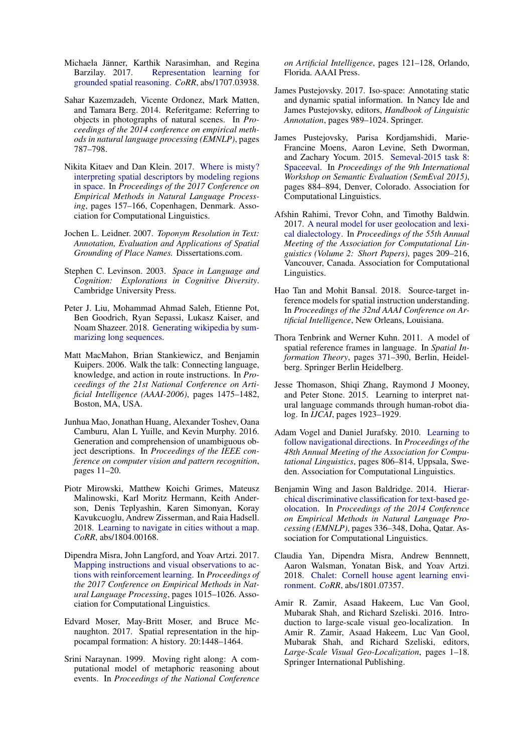Michaela Jänner, Karthik Narasimhan, and Regina Barzilay. 2017. Representation learning for grounded spatial reasoning. *CoRR*, abs/1707.03938.

Sahar Kazemzadeh, Vicente Ordonez, Mark Matten, and Tamara Berg. 2014. Referitgame: Referring to objects in photographs of natural scenes. In *Proceedings of the 2014 conference on empirical methods in natural language processing (EMNLP)*, pages 787–798.

Nikita Kitaev and Dan Klein. 2017. Where is misty? interpreting spatial descriptors by modeling regions in space. In *Proceedings of the 2017 Conference on Empirical Methods in Natural Language Processing*, pages 157–166, Copenhagen, Denmark. Association for Computational Linguistics.

Jochen L. Leidner. 2007. *Toponym Resolution in Text: Annotation, Evaluation and Applications of Spatial Grounding of Place Names.* Dissertations.com.

Stephen C. Levinson. 2003. *Space in Language and Cognition: Explorations in Cognitive Diversity*. Cambridge University Press.

Peter J. Liu, Mohammad Ahmad Saleh, Etienne Pot, Ben Goodrich, Ryan Sepassi, Lukasz Kaiser, and Noam Shazeer. 2018. Generating wikipedia by summarizing long sequences.

Matt MacMahon, Brian Stankiewicz, and Benjamin Kuipers. 2006. Walk the talk: Connecting language, knowledge, and action in route instructions. In *Proceedings of the 21st National Conference on Artificial Intelligence (AAAI-2006)*, pages 1475–1482, Boston, MA, USA.

Junhua Mao, Jonathan Huang, Alexander Toshev, Oana Camburu, Alan L Yuille, and Kevin Murphy. 2016. Generation and comprehension of unambiguous object descriptions. In *Proceedings of the IEEE conference on computer vision and pattern recognition*, pages 11–20.

Piotr Mirowski, Matthew Koichi Grimes, Mateusz Malinowski, Karl Moritz Hermann, Keith Anderson, Denis Teplyashin, Karen Simonyan, Koray Kavukcuoglu, Andrew Zisserman, and Raia Hadsell. 2018. Learning to navigate in cities without a map. *CoRR*, abs/1804.00168.

Dipendra Misra, John Langford, and Yoav Artzi. 2017. Mapping instructions and visual observations to actions with reinforcement learning. In *Proceedings of the 2017 Conference on Empirical Methods in Natural Language Processing*, pages 1015–1026. Association for Computational Linguistics.

Edvard Moser, May-Britt Moser, and Bruce Mcnaughton. 2017. Spatial representation in the hippocampal formation: A history. 20:1448–1464.

Srini Narayanan. 1999. Moving right along: A computational model of metaphoric reasoning about events. In *Proceedings of the National Conference on Artificial Intelligence*, pages 121–128, Orlando, Florida. AAAI Press.

James Pustejovsky. 2017. Iso-space: Annotating static and dynamic spatial information. In Nancy Ide and James Pustejovsky, editors, *Handbook of Linguistic Annotation*, pages 989–1024. Springer.

James Pustejovsky, Parisa Kordjamshidi, Marie-Francine Moens, Aaron Levine, Seth Dworman, and Zachary Yocum. 2015. Semeval-2015 task 8: Spaceeval. In *Proceedings of the 9th International Workshop on Semantic Evaluation (SemEval 2015)*, pages 884–894, Denver, Colorado. Association for Computational Linguistics.

Afshin Rahimi, Trevor Cohn, and Timothy Baldwin. 2017. A neural model for user geolocation and lexical dialectology. In *Proceedings of the 55th Annual Meeting of the Association for Computational Linguistics (Volume 2: Short Papers)*, pages 209–216, Vancouver, Canada. Association for Computational Linguistics.

Hao Tan and Mohit Bansal. 2018. Source-target inference models for spatial instruction understanding. In *Proceedings of the 32nd AAAI Conference on Artificial Intelligence*, New Orleans, Louisiana.

Thora Tenbrink and Werner Kuhn. 2011. A model of spatial reference frames in language. In *Spatial Information Theory*, pages 371–390, Berlin, Heidelberg. Springer Berlin Heidelberg.

Jesse Thomason, Shiqi Zhang, Raymond J Mooney, and Peter Stone. 2015. Learning to interpret natural language commands through human-robot dialog. In *IJCAI*, pages 1923–1929.

Adam Vogel and Daniel Jurafsky. 2010. Learning to follow navigational directions. In *Proceedings of the 48th Annual Meeting of the Association for Computational Linguistics*, pages 806–814, Uppsala, Sweden. Association for Computational Linguistics.

Benjamin Wing and Jason Baldridge. 2014. Hierarchical discriminative classification for text-based geolocation. In *Proceedings of the 2014 Conference on Empirical Methods in Natural Language Processing (EMNLP)*, pages 336–348, Doha, Qatar. Association for Computational Linguistics.

Claudia Yan, Dipendra Misra, Andrew Bennnett, Aaron Walsman, Yonatan Bisk, and Yoav Artzi. 2018. Chalet: Cornell house agent learning environment. *CoRR*, abs/1801.07357.

Amir R. Zamir, Asaad Hakeem, Luc Van Gool, Mubarak Shah, and Richard Szeliski. 2016. Introduction to large-scale visual geo-localization. In Amir R. Zamir, Asaad Hakeem, Luc Van Gool, Mubarak Shah, and Richard Szeliski, editors, *Large-Scale Visual Geo-Localization*, pages 1–18. Springer International Publishing.